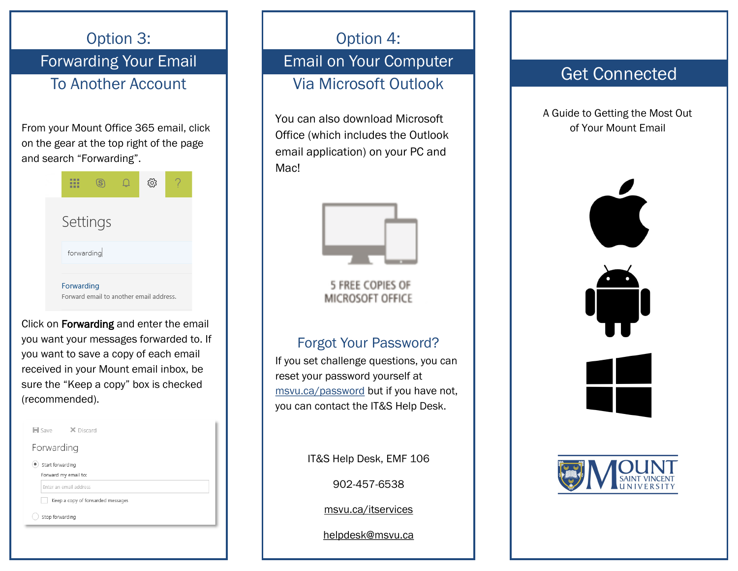## Option 3: Forwarding Your Email To Another Account

From your Mount Office 365 email, click on the gear at the top right of the page and search "Forwarding".

Settings

forwarding

Forwarding
Forward email to another email address.

Click on **Forwarding** and enter the email you want your messages forwarded to. If you want to save a copy of each email received in your Mount email inbox, be sure the "Keep a copy" box is checked (recommended).

Save   Discard

Forwarding

Start forwarding
Forward my email to:
Enter an email address
Keep a copy of forwarded messages

Stop forwarding

## Option 4: Email on Your Computer Via Microsoft Outlook

You can also download Microsoft Office (which includes the Outlook email application) on your PC and Mac!

5 FREE COPIES OF MICROSOFT OFFICE

### Forgot Your Password?

If you set challenge questions, you can reset your password yourself at msvu.ca/password but if you have not, you can contact the IT&S Help Desk.

IT&S Help Desk, EMF 106

902-457-6538

msvu.ca/itservices

helpdesk@msvu.ca

# Get Connected

A Guide to Getting the Most Out of Your Mount Email

MOUNT SAINT VINCENT UNIVERSITY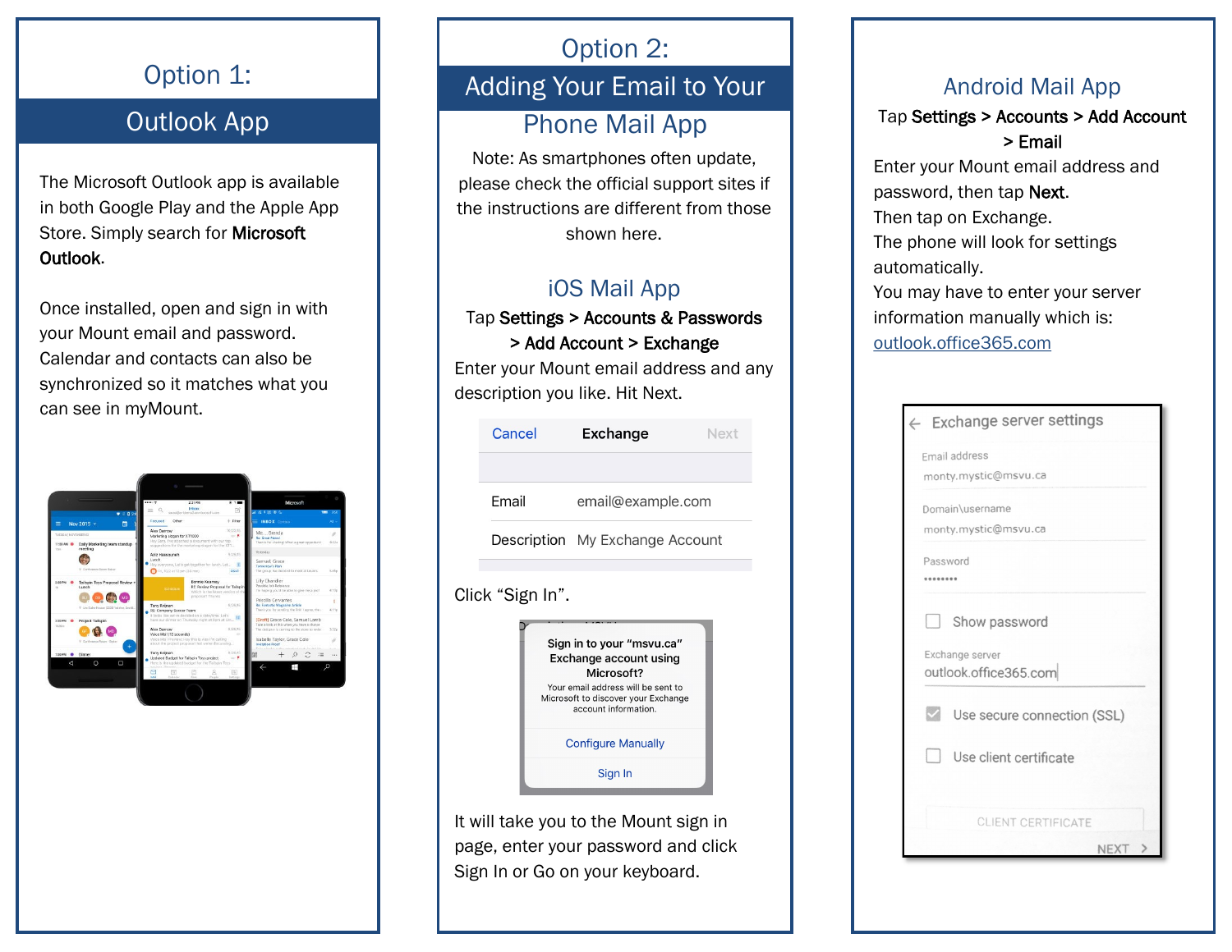## Option 1:

## Outlook App

The Microsoft Outlook app is available in both Google Play and the Apple App Store. Simply search for **Microsoft Outlook**.

Once installed, open and sign in with your Mount email and password. Calendar and contacts can also be synchronized so it matches what you can see in myMount.

## Option 2:

## Adding Your Email to Your Phone Mail App

Note: As smartphones often update, please check the official support sites if the instructions are different from those shown here.

### iOS Mail App

Tap **Settings > Accounts & Passwords > Add Account > Exchange**

Enter your Mount email address and any description you like. Hit Next.

Click "Sign In".

It will take you to the Mount sign in page, enter your password and click Sign In or Go on your keyboard.

### Android Mail App

Tap **Settings > Accounts > Add Account > Email**

Enter your Mount email address and password, then tap **Next**.

Then tap on Exchange.

The phone will look for settings automatically.

You may have to enter your server information manually which is: outlook.office365.com